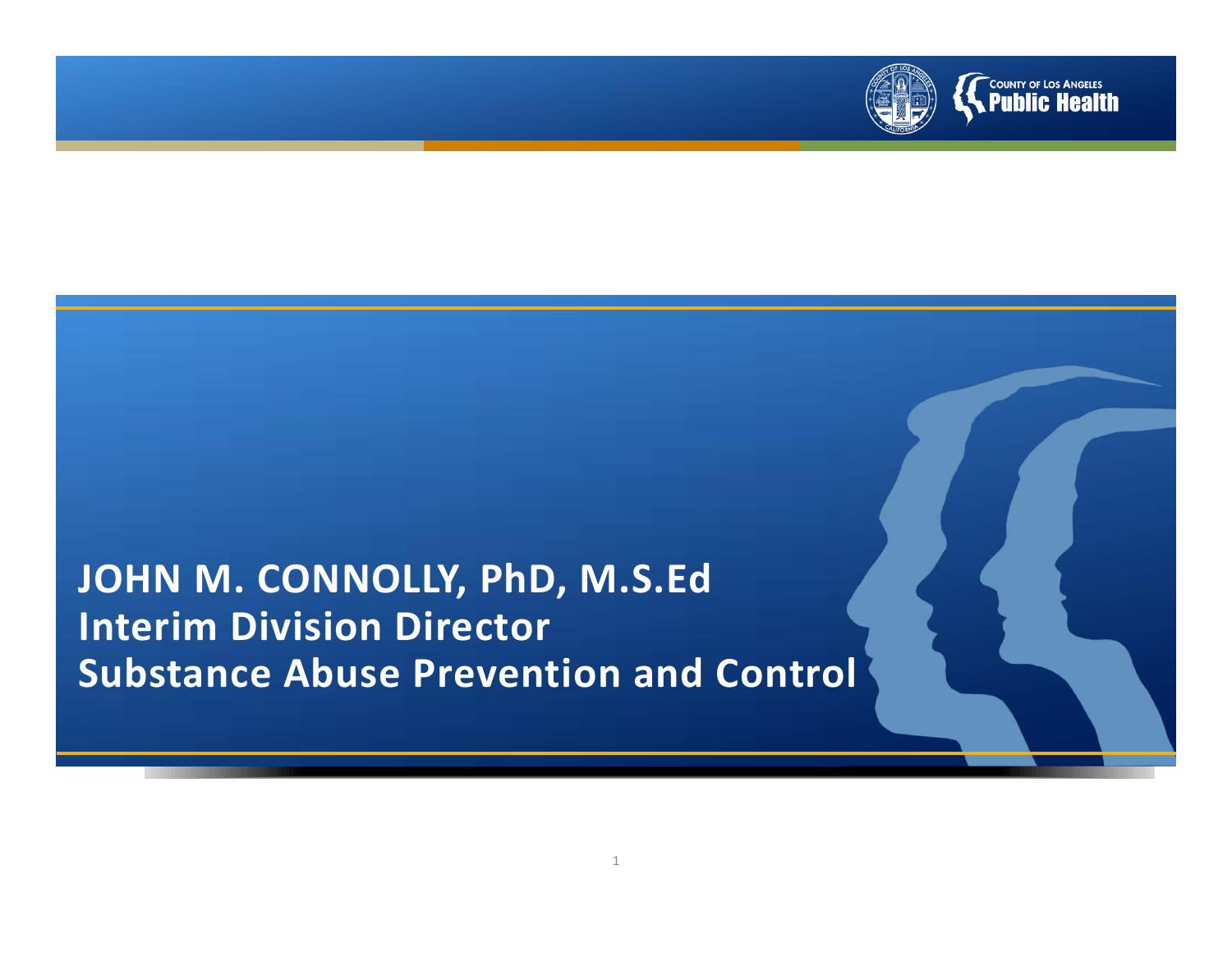# JOHN M. CONNOLLY, PhD, M.S.Ed
## Interim Division Director
## Substance Abuse Prevention and Control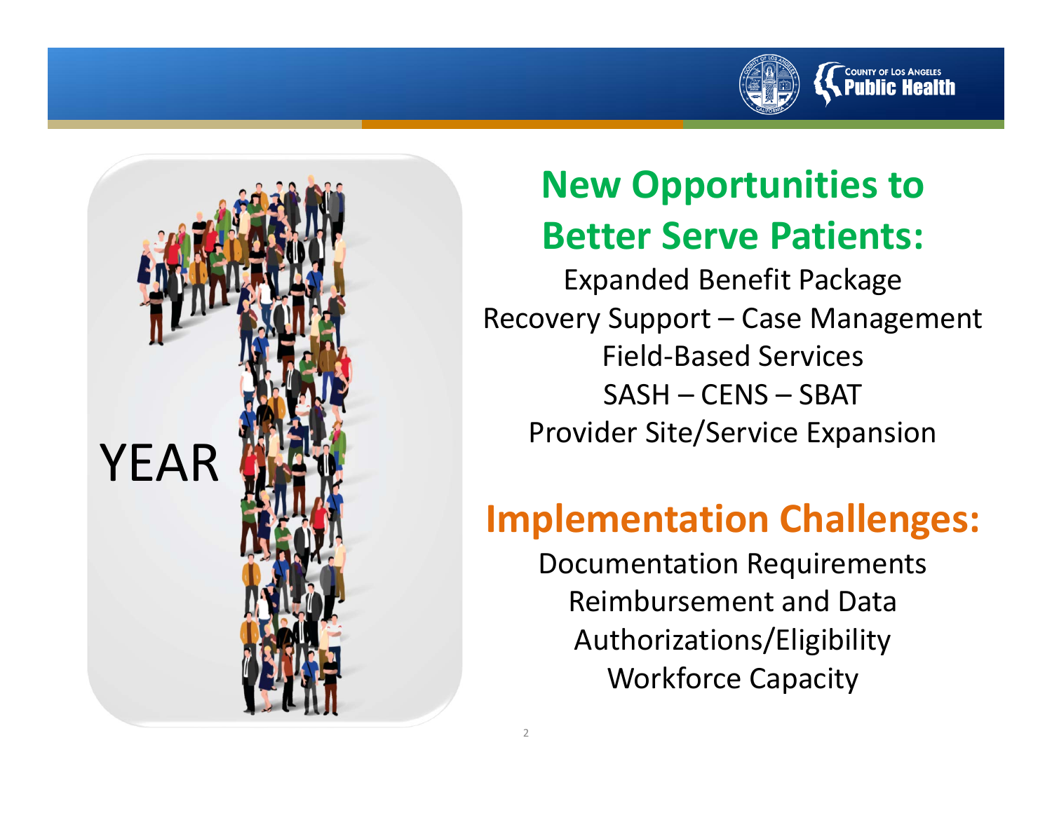YEAR

## New Opportunities to Better Serve Patients:

Expanded Benefit Package

Recovery Support – Case Management

Field-Based Services

SASH – CENS – SBAT

Provider Site/Service Expansion

## Implementation Challenges:

Documentation Requirements

Reimbursement and Data

Authorizations/Eligibility

Workforce Capacity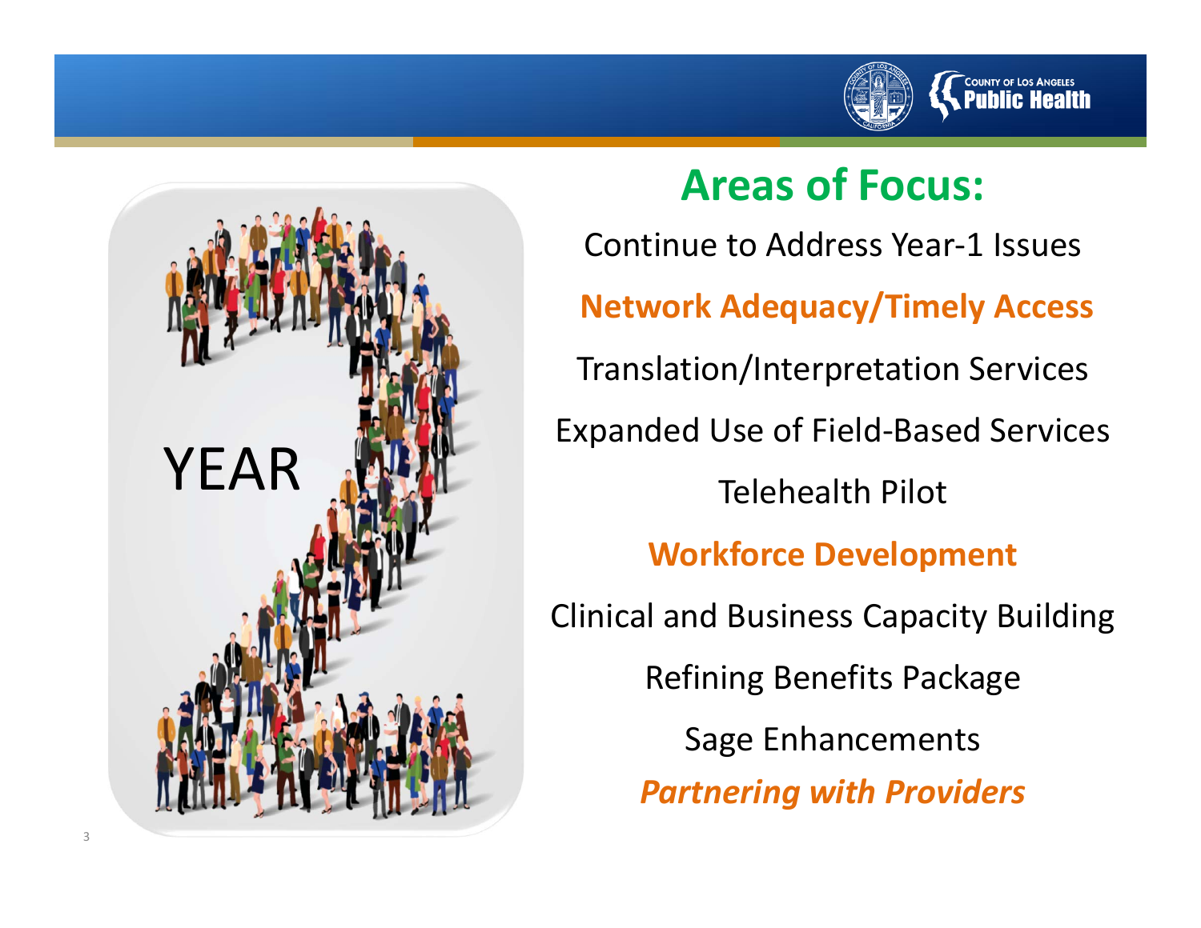## Areas of Focus:

Continue to Address Year-1 Issues

**Network Adequacy/Timely Access**

Translation/Interpretation Services

Expanded Use of Field-Based Services

Telehealth Pilot

**Workforce Development**

Clinical and Business Capacity Building

Refining Benefits Package

Sage Enhancements

***Partnering with Providers***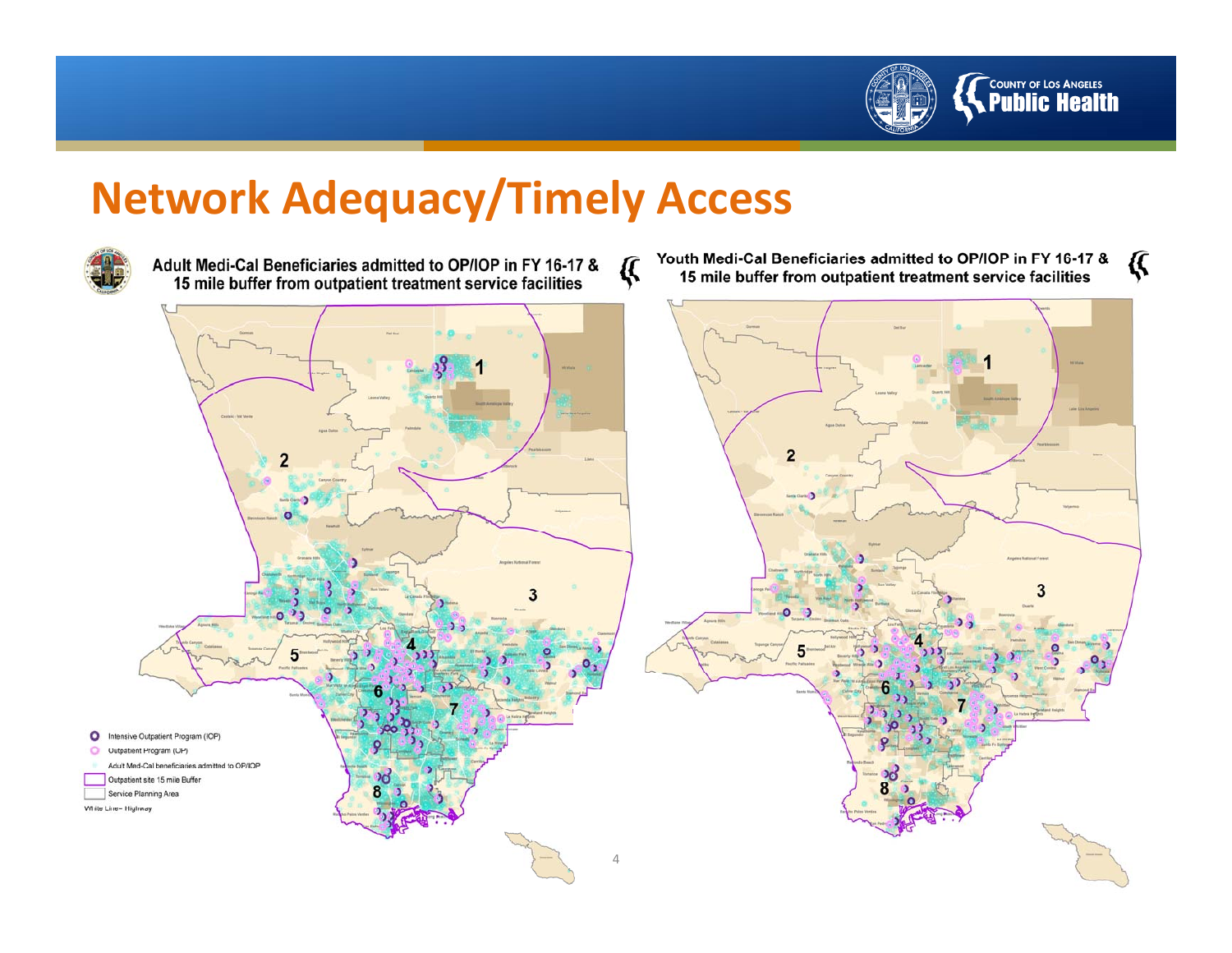# Network Adequacy/Timely Access

**Adult Medi-Cal Beneficiaries admitted to OP/IOP in FY 16-17 & 15 mile buffer from outpatient treatment service facilities**

**Youth Medi-Cal Beneficiaries admitted to OP/IOP in FY 16-17 & 15 mile buffer from outpatient treatment service facilities**

- Intensive Outpatient Program (IOP)
- Outpatient Program (OP)
- Adult Medi-Cal beneficiaries admitted to OP/IOP
- Outpatient site 15 mile Buffer
- Service Planning Area

White Line – Highway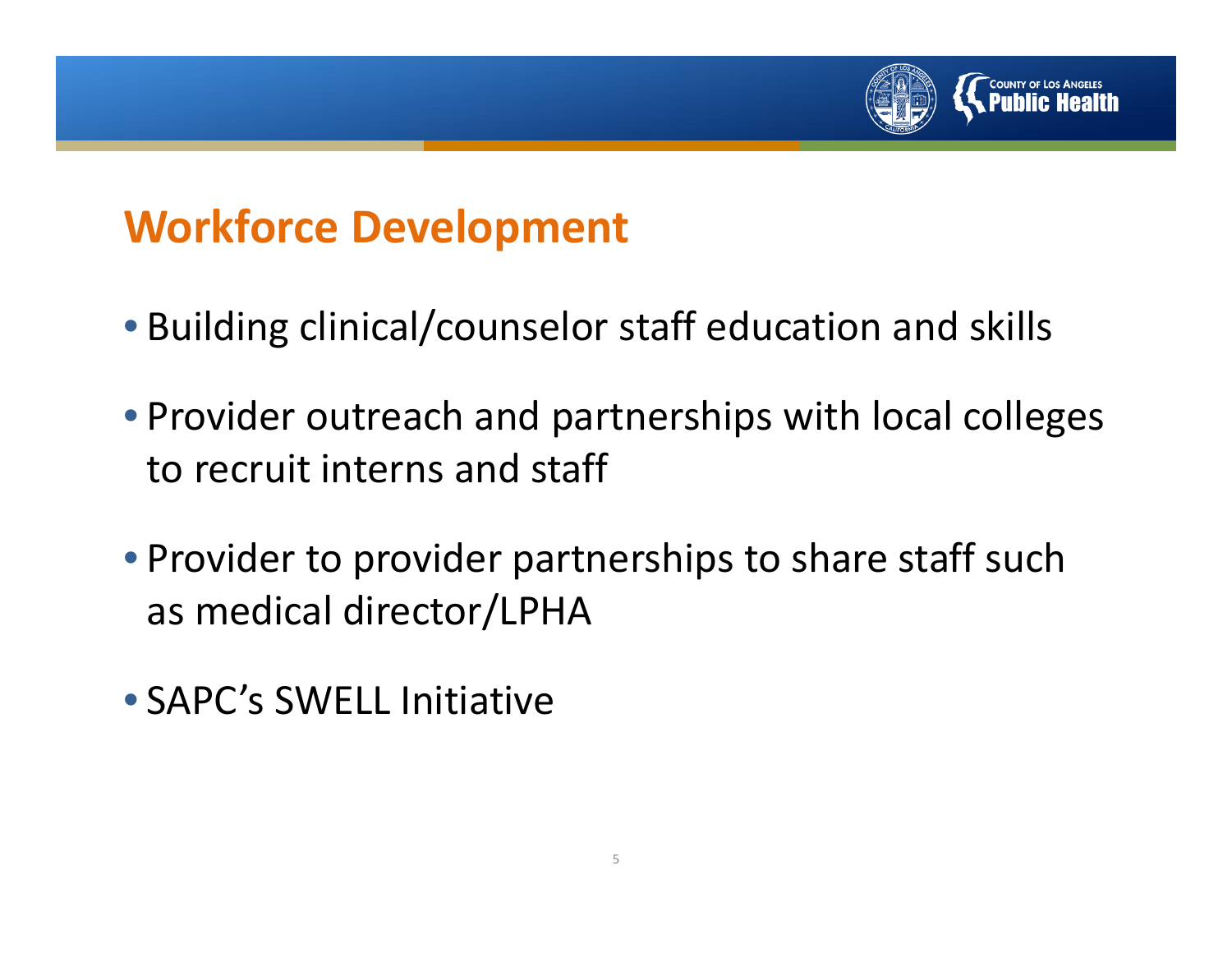## Workforce Development

- Building clinical/counselor staff education and skills
- Provider outreach and partnerships with local colleges to recruit interns and staff
- Provider to provider partnerships to share staff such as medical director/LPHA
- SAPC's SWELL Initiative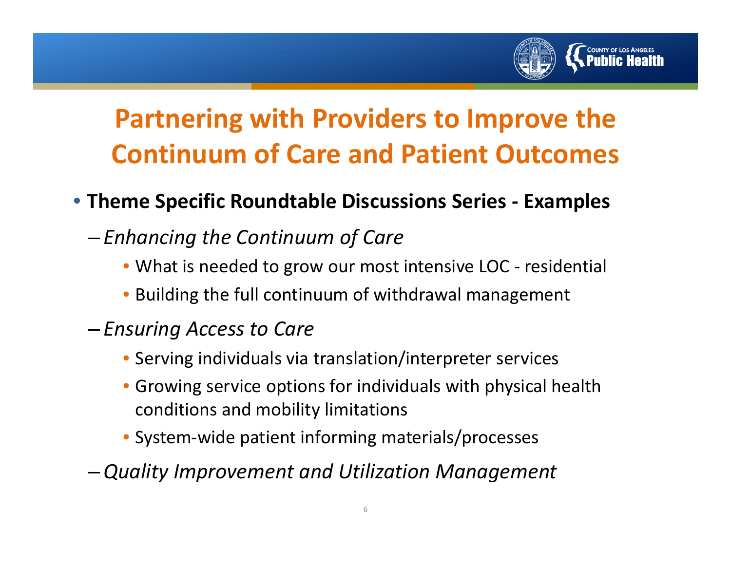# Partnering with Providers to Improve the Continuum of Care and Patient Outcomes

- **Theme Specific Roundtable Discussions Series - Examples**
  - *Enhancing the Continuum of Care*
    - What is needed to grow our most intensive LOC - residential
    - Building the full continuum of withdrawal management
  - *Ensuring Access to Care*
    - Serving individuals via translation/interpreter services
    - Growing service options for individuals with physical health conditions and mobility limitations
    - System-wide patient informing materials/processes
  - *Quality Improvement and Utilization Management*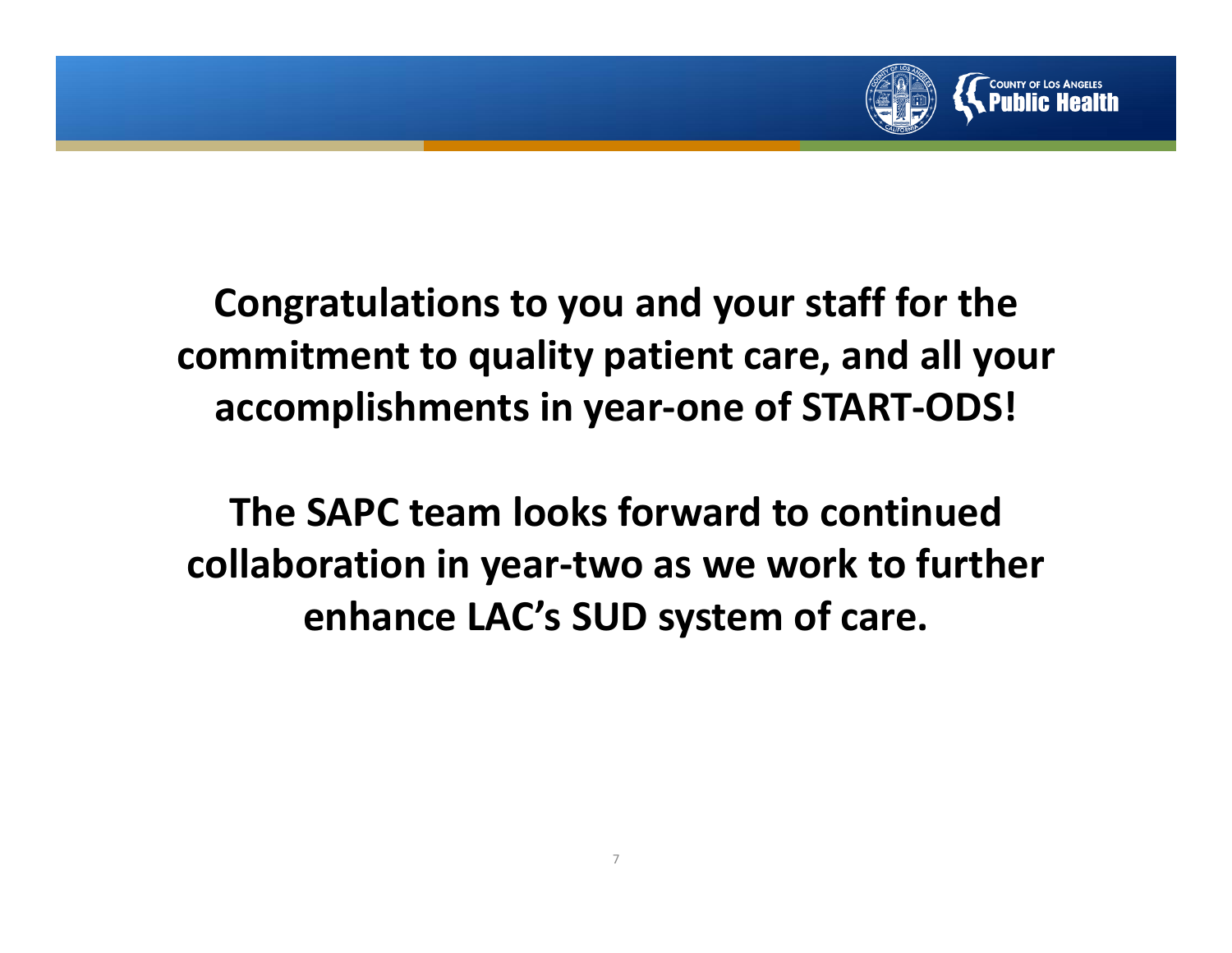**Congratulations to you and your staff for the commitment to quality patient care, and all your accomplishments in year-one of START-ODS!**

**The SAPC team looks forward to continued collaboration in year-two as we work to further enhance LAC's SUD system of care.**